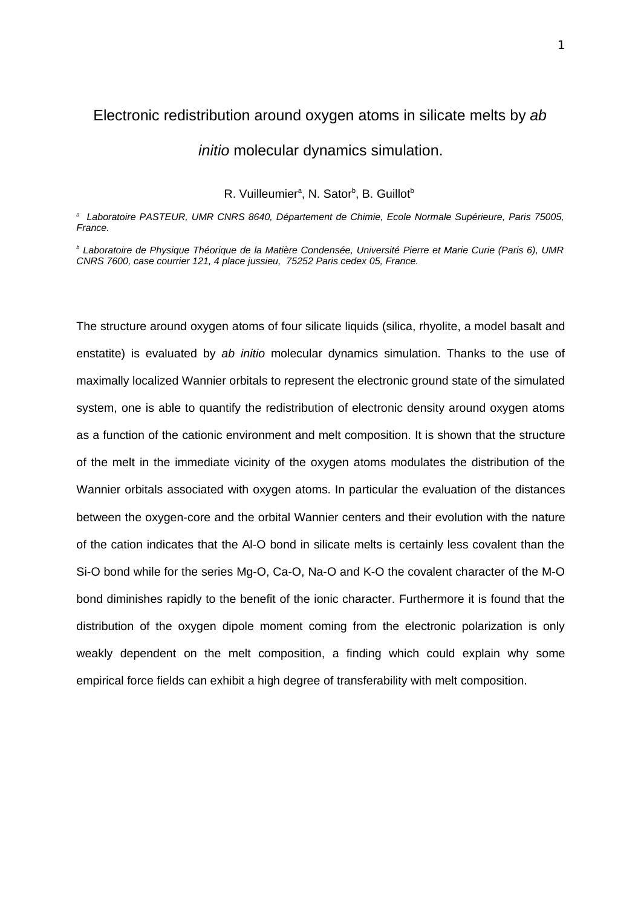# Electronic redistribution around oxygen atoms in silicate melts by *ab initio* molecular dynamics simulation.

R. Vuilleumier[a], N. Sator[b], B. Guillot[b]

[a] *Laboratoire PASTEUR, UMR CNRS 8640, Département de Chimie, Ecole Normale Supérieure, Paris 75005, France.*

[b] *Laboratoire de Physique Théorique de la Matière Condensée, Université Pierre et Marie Curie (Paris 6), UMR CNRS 7600, case courrier 121, 4 place jussieu, 75252 Paris cedex 05, France.*

The structure around oxygen atoms of four silicate liquids (silica, rhyolite, a model basalt and enstatite) is evaluated by *ab initio* molecular dynamics simulation. Thanks to the use of maximally localized Wannier orbitals to represent the electronic ground state of the simulated system, one is able to quantify the redistribution of electronic density around oxygen atoms as a function of the cationic environment and melt composition. It is shown that the structure of the melt in the immediate vicinity of the oxygen atoms modulates the distribution of the Wannier orbitals associated with oxygen atoms. In particular the evaluation of the distances between the oxygen-core and the orbital Wannier centers and their evolution with the nature of the cation indicates that the Al-O bond in silicate melts is certainly less covalent than the Si-O bond while for the series Mg-O, Ca-O, Na-O and K-O the covalent character of the M-O bond diminishes rapidly to the benefit of the ionic character. Furthermore it is found that the distribution of the oxygen dipole moment coming from the electronic polarization is only weakly dependent on the melt composition, a finding which could explain why some empirical force fields can exhibit a high degree of transferability with melt composition.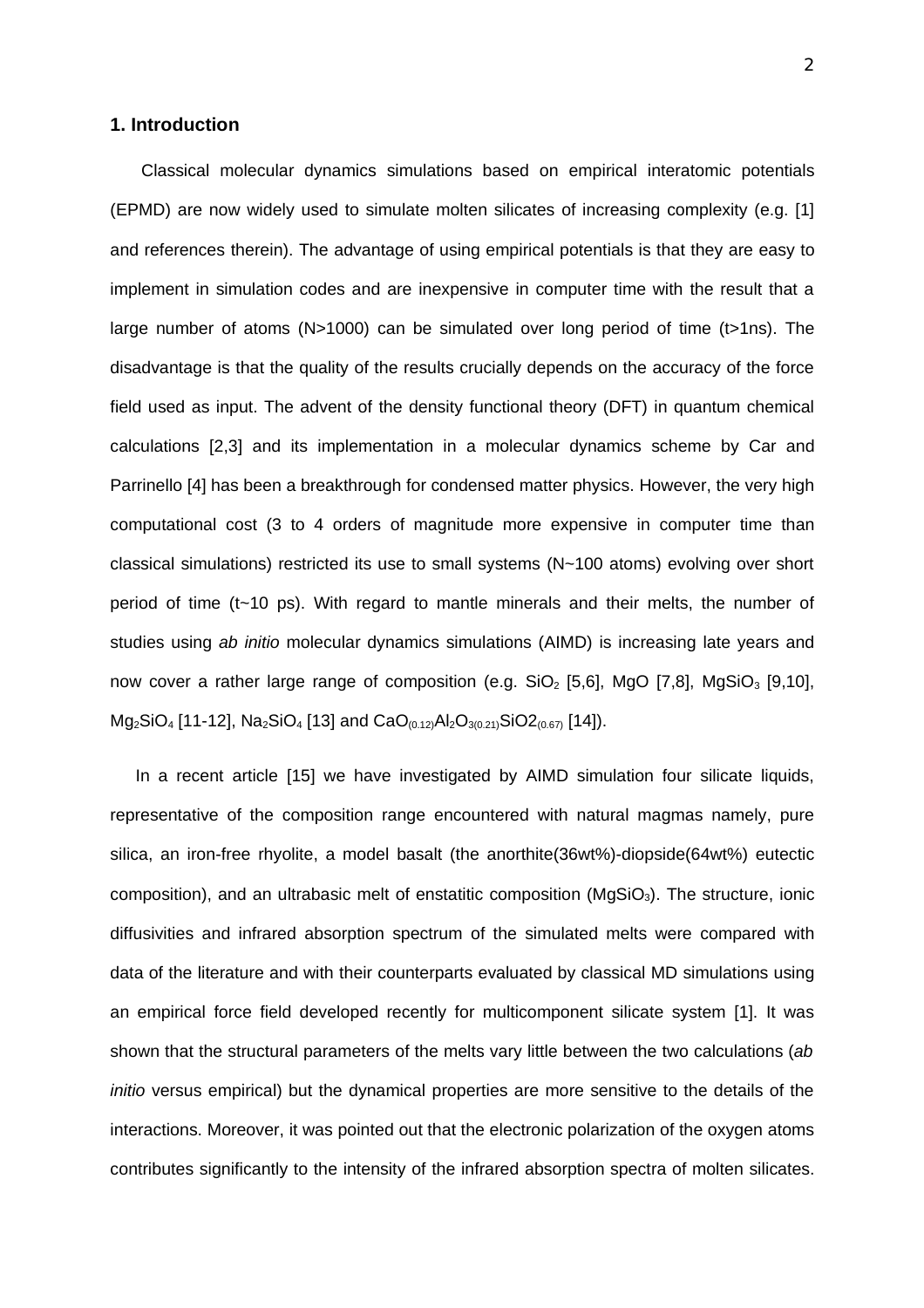## 1. Introduction

Classical molecular dynamics simulations based on empirical interatomic potentials (EPMD) are now widely used to simulate molten silicates of increasing complexity (e.g. [1] and references therein). The advantage of using empirical potentials is that they are easy to implement in simulation codes and are inexpensive in computer time with the result that a large number of atoms (N>1000) can be simulated over long period of time (t>1ns). The disadvantage is that the quality of the results crucially depends on the accuracy of the force field used as input. The advent of the density functional theory (DFT) in quantum chemical calculations [2,3] and its implementation in a molecular dynamics scheme by Car and Parrinello [4] has been a breakthrough for condensed matter physics. However, the very high computational cost (3 to 4 orders of magnitude more expensive in computer time than classical simulations) restricted its use to small systems (N~100 atoms) evolving over short period of time (t~10 ps). With regard to mantle minerals and their melts, the number of studies using *ab initio* molecular dynamics simulations (AIMD) is increasing late years and now cover a rather large range of composition (e.g. $SiO_2$ [5,6], MgO [7,8], $MgSiO_3$ [9,10], $Mg_2SiO_4$ [11-12], $Na_2SiO_4$ [13] and $CaO_{(0.12)}Al_2O_{3(0.21)}SiO2_{(0.67)}$ [14]).

In a recent article [15] we have investigated by AIMD simulation four silicate liquids, representative of the composition range encountered with natural magmas namely, pure silica, an iron-free rhyolite, a model basalt (the anorthite(36wt%)-diopside(64wt%) eutectic composition), and an ultrabasic melt of enstatitic composition ($MgSiO_3$). The structure, ionic diffusivities and infrared absorption spectrum of the simulated melts were compared with data of the literature and with their counterparts evaluated by classical MD simulations using an empirical force field developed recently for multicomponent silicate system [1]. It was shown that the structural parameters of the melts vary little between the two calculations (*ab initio* versus empirical) but the dynamical properties are more sensitive to the details of the interactions. Moreover, it was pointed out that the electronic polarization of the oxygen atoms contributes significantly to the intensity of the infrared absorption spectra of molten silicates.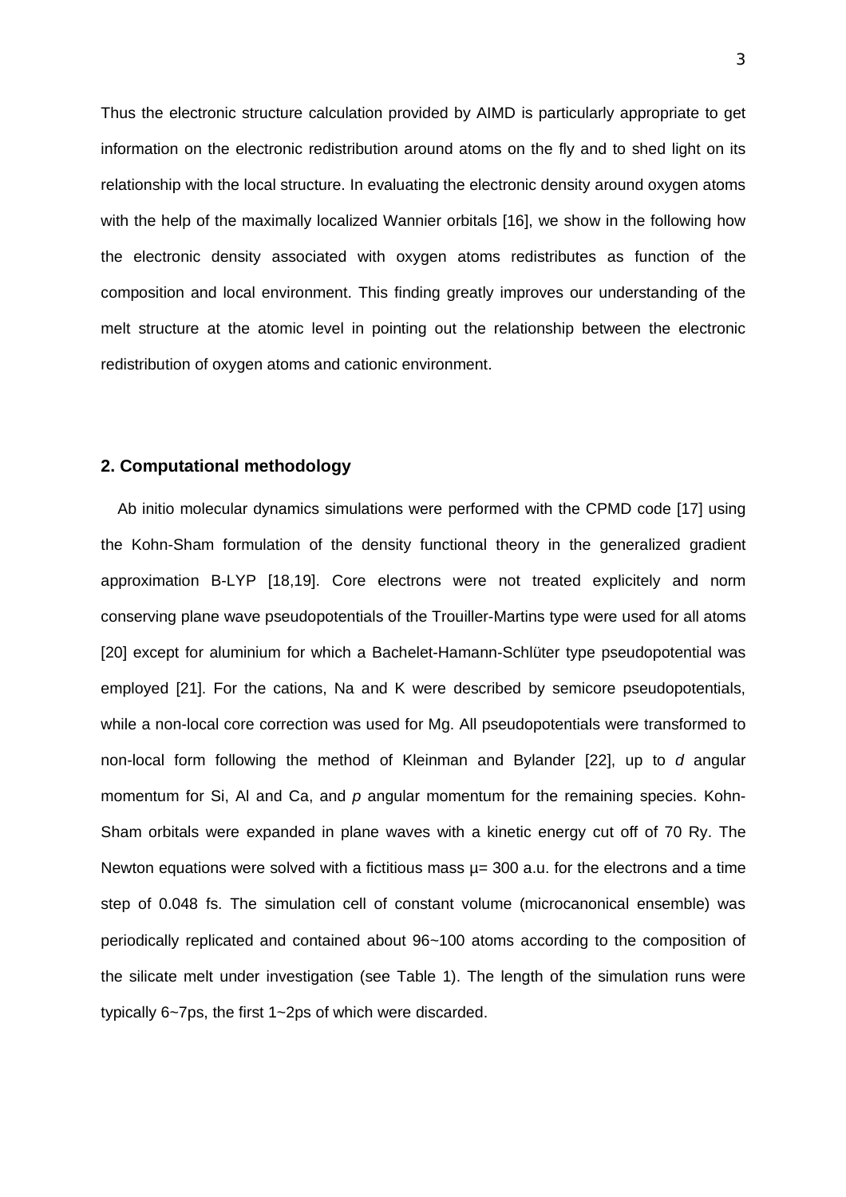Thus the electronic structure calculation provided by AIMD is particularly appropriate to get information on the electronic redistribution around atoms on the fly and to shed light on its relationship with the local structure. In evaluating the electronic density around oxygen atoms with the help of the maximally localized Wannier orbitals [16], we show in the following how the electronic density associated with oxygen atoms redistributes as function of the composition and local environment. This finding greatly improves our understanding of the melt structure at the atomic level in pointing out the relationship between the electronic redistribution of oxygen atoms and cationic environment.

## 2. Computational methodology

Ab initio molecular dynamics simulations were performed with the CPMD code [17] using the Kohn-Sham formulation of the density functional theory in the generalized gradient approximation B-LYP [18,19]. Core electrons were not treated explicitely and norm conserving plane wave pseudopotentials of the Trouiller-Martins type were used for all atoms [20] except for aluminium for which a Bachelet-Hamann-Schlüter type pseudopotential was employed [21]. For the cations, Na and K were described by semicore pseudopotentials, while a non-local core correction was used for Mg. All pseudopotentials were transformed to non-local form following the method of Kleinman and Bylander [22], up to *d* angular momentum for Si, Al and Ca, and *p* angular momentum for the remaining species. Kohn-Sham orbitals were expanded in plane waves with a kinetic energy cut off of 70 Ry. The Newton equations were solved with a fictitious mass $\mu$= 300 a.u. for the electrons and a time step of 0.048 fs. The simulation cell of constant volume (microcanonical ensemble) was periodically replicated and contained about 96~100 atoms according to the composition of the silicate melt under investigation (see Table 1). The length of the simulation runs were typically 6~7ps, the first 1~2ps of which were discarded.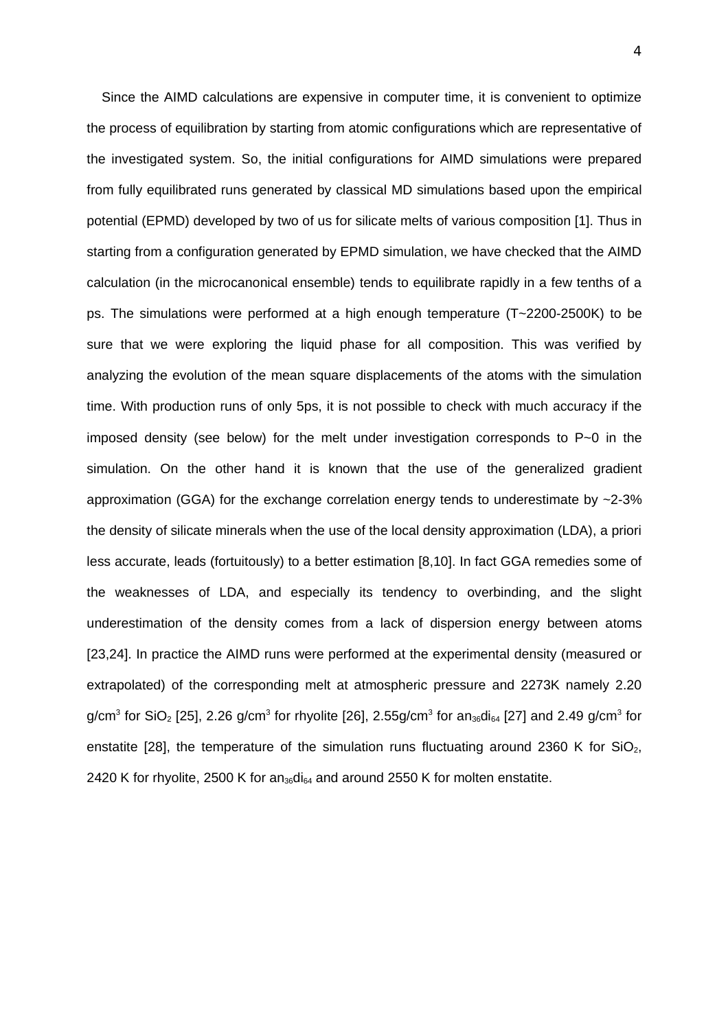Since the AIMD calculations are expensive in computer time, it is convenient to optimize the process of equilibration by starting from atomic configurations which are representative of the investigated system. So, the initial configurations for AIMD simulations were prepared from fully equilibrated runs generated by classical MD simulations based upon the empirical potential (EPMD) developed by two of us for silicate melts of various composition [1]. Thus in starting from a configuration generated by EPMD simulation, we have checked that the AIMD calculation (in the microcanonical ensemble) tends to equilibrate rapidly in a few tenths of a ps. The simulations were performed at a high enough temperature (T~2200-2500K) to be sure that we were exploring the liquid phase for all composition. This was verified by analyzing the evolution of the mean square displacements of the atoms with the simulation time. With production runs of only 5ps, it is not possible to check with much accuracy if the imposed density (see below) for the melt under investigation corresponds to P~0 in the simulation. On the other hand it is known that the use of the generalized gradient approximation (GGA) for the exchange correlation energy tends to underestimate by ~2-3% the density of silicate minerals when the use of the local density approximation (LDA), a priori less accurate, leads (fortuitously) to a better estimation [8,10]. In fact GGA remedies some of the weaknesses of LDA, and especially its tendency to overbinding, and the slight underestimation of the density comes from a lack of dispersion energy between atoms [23,24]. In practice the AIMD runs were performed at the experimental density (measured or extrapolated) of the corresponding melt at atmospheric pressure and 2273K namely 2.20 g/cm$^3$ for $SiO_2$ [25], 2.26 g/cm$^3$ for rhyolite [26], 2.55g/cm$^3$ for $an_{36}di_{64}$ [27] and 2.49 g/cm$^3$ for enstatite [28], the temperature of the simulation runs fluctuating around 2360 K for $SiO_2$, 2420 K for rhyolite, 2500 K for $an_{36}di_{64}$ and around 2550 K for molten enstatite.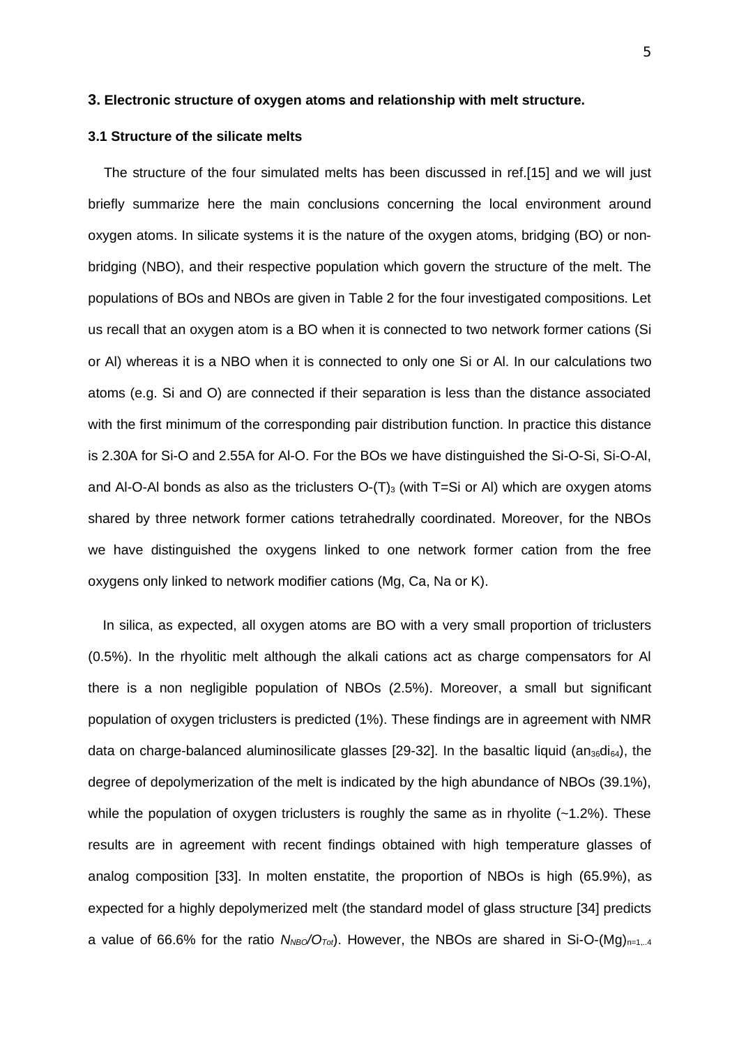## 3. Electronic structure of oxygen atoms and relationship with melt structure.

### 3.1 Structure of the silicate melts

The structure of the four simulated melts has been discussed in ref.[15] and we will just briefly summarize here the main conclusions concerning the local environment around oxygen atoms. In silicate systems it is the nature of the oxygen atoms, bridging (BO) or non-bridging (NBO), and their respective population which govern the structure of the melt. The populations of BOs and NBOs are given in Table 2 for the four investigated compositions. Let us recall that an oxygen atom is a BO when it is connected to two network former cations (Si or Al) whereas it is a NBO when it is connected to only one Si or Al. In our calculations two atoms (e.g. Si and O) are connected if their separation is less than the distance associated with the first minimum of the corresponding pair distribution function. In practice this distance is 2.30A for Si-O and 2.55A for Al-O. For the BOs we have distinguished the Si-O-Si, Si-O-Al, and Al-O-Al bonds as also as the triclusters O-$(T)_3$ (with T=Si or Al) which are oxygen atoms shared by three network former cations tetrahedrally coordinated. Moreover, for the NBOs we have distinguished the oxygens linked to one network former cation from the free oxygens only linked to network modifier cations (Mg, Ca, Na or K).

In silica, as expected, all oxygen atoms are BO with a very small proportion of triclusters (0.5%). In the rhyolitic melt although the alkali cations act as charge compensators for Al there is a non negligible population of NBOs (2.5%). Moreover, a small but significant population of oxygen triclusters is predicted (1%). These findings are in agreement with NMR data on charge-balanced aluminosilicate glasses [29-32]. In the basaltic liquid ($an_{36}di_{64}$), the degree of depolymerization of the melt is indicated by the high abundance of NBOs (39.1%), while the population of oxygen triclusters is roughly the same as in rhyolite (~1.2%). These results are in agreement with recent findings obtained with high temperature glasses of analog composition [33]. In molten enstatite, the proportion of NBOs is high (65.9%), as expected for a highly depolymerized melt (the standard model of glass structure [34] predicts a value of 66.6% for the ratio $N_{NBO}/O_{Tot}$). However, the NBOs are shared in Si-O-$(Mg)_{n=1,..4}$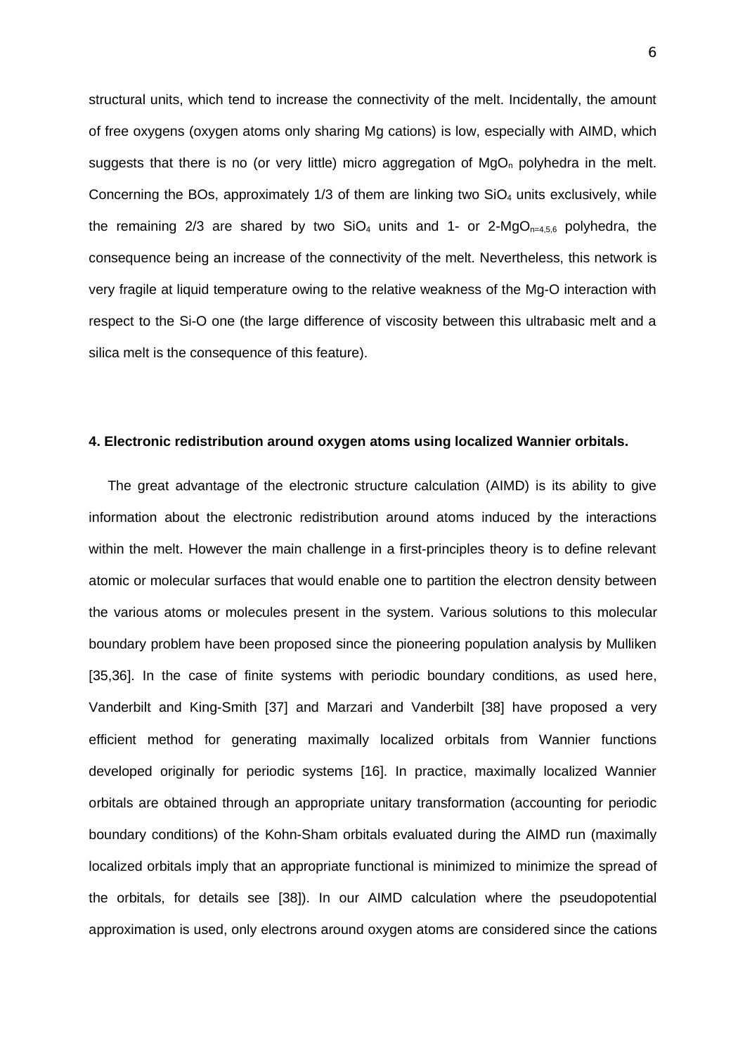structural units, which tend to increase the connectivity of the melt. Incidentally, the amount of free oxygens (oxygen atoms only sharing Mg cations) is low, especially with AIMD, which suggests that there is no (or very little) micro aggregation of $MgO_n$ polyhedra in the melt. Concerning the BOs, approximately 1/3 of them are linking two $SiO_4$ units exclusively, while the remaining 2/3 are shared by two $SiO_4$ units and 1- or 2-$MgO_{n=4,5,6}$ polyhedra, the consequence being an increase of the connectivity of the melt. Nevertheless, this network is very fragile at liquid temperature owing to the relative weakness of the Mg-O interaction with respect to the Si-O one (the large difference of viscosity between this ultrabasic melt and a silica melt is the consequence of this feature).

### 4. Electronic redistribution around oxygen atoms using localized Wannier orbitals.

The great advantage of the electronic structure calculation (AIMD) is its ability to give information about the electronic redistribution around atoms induced by the interactions within the melt. However the main challenge in a first-principles theory is to define relevant atomic or molecular surfaces that would enable one to partition the electron density between the various atoms or molecules present in the system. Various solutions to this molecular boundary problem have been proposed since the pioneering population analysis by Mulliken [35,36]. In the case of finite systems with periodic boundary conditions, as used here, Vanderbilt and King-Smith [37] and Marzari and Vanderbilt [38] have proposed a very efficient method for generating maximally localized orbitals from Wannier functions developed originally for periodic systems [16]. In practice, maximally localized Wannier orbitals are obtained through an appropriate unitary transformation (accounting for periodic boundary conditions) of the Kohn-Sham orbitals evaluated during the AIMD run (maximally localized orbitals imply that an appropriate functional is minimized to minimize the spread of the orbitals, for details see [38]). In our AIMD calculation where the pseudopotential approximation is used, only electrons around oxygen atoms are considered since the cations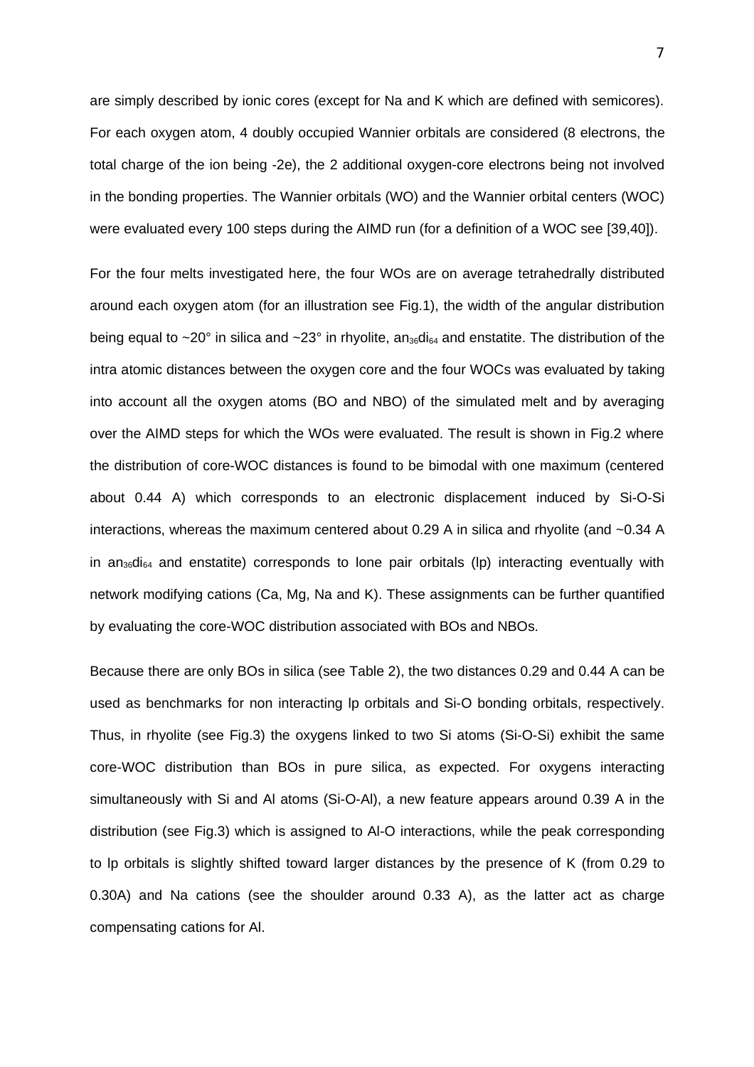are simply described by ionic cores (except for Na and K which are defined with semicores). For each oxygen atom, 4 doubly occupied Wannier orbitals are considered (8 electrons, the total charge of the ion being -2e), the 2 additional oxygen-core electrons being not involved in the bonding properties. The Wannier orbitals (WO) and the Wannier orbital centers (WOC) were evaluated every 100 steps during the AIMD run (for a definition of a WOC see [39,40]).

For the four melts investigated here, the four WOs are on average tetrahedrally distributed around each oxygen atom (for an illustration see Fig.1), the width of the angular distribution being equal to ~20° in silica and ~23° in rhyolite, $an_{36}di_{64}$ and enstatite. The distribution of the intra atomic distances between the oxygen core and the four WOCs was evaluated by taking into account all the oxygen atoms (BO and NBO) of the simulated melt and by averaging over the AIMD steps for which the WOs were evaluated. The result is shown in Fig.2 where the distribution of core-WOC distances is found to be bimodal with one maximum (centered about 0.44 A) which corresponds to an electronic displacement induced by Si-O-Si interactions, whereas the maximum centered about 0.29 A in silica and rhyolite (and ~0.34 A in $an_{36}di_{64}$ and enstatite) corresponds to lone pair orbitals (lp) interacting eventually with network modifying cations (Ca, Mg, Na and K). These assignments can be further quantified by evaluating the core-WOC distribution associated with BOs and NBOs.

Because there are only BOs in silica (see Table 2), the two distances 0.29 and 0.44 A can be used as benchmarks for non interacting lp orbitals and Si-O bonding orbitals, respectively. Thus, in rhyolite (see Fig.3) the oxygens linked to two Si atoms (Si-O-Si) exhibit the same core-WOC distribution than BOs in pure silica, as expected. For oxygens interacting simultaneously with Si and Al atoms (Si-O-Al), a new feature appears around 0.39 A in the distribution (see Fig.3) which is assigned to Al-O interactions, while the peak corresponding to lp orbitals is slightly shifted toward larger distances by the presence of K (from 0.29 to 0.30A) and Na cations (see the shoulder around 0.33 A), as the latter act as charge compensating cations for Al.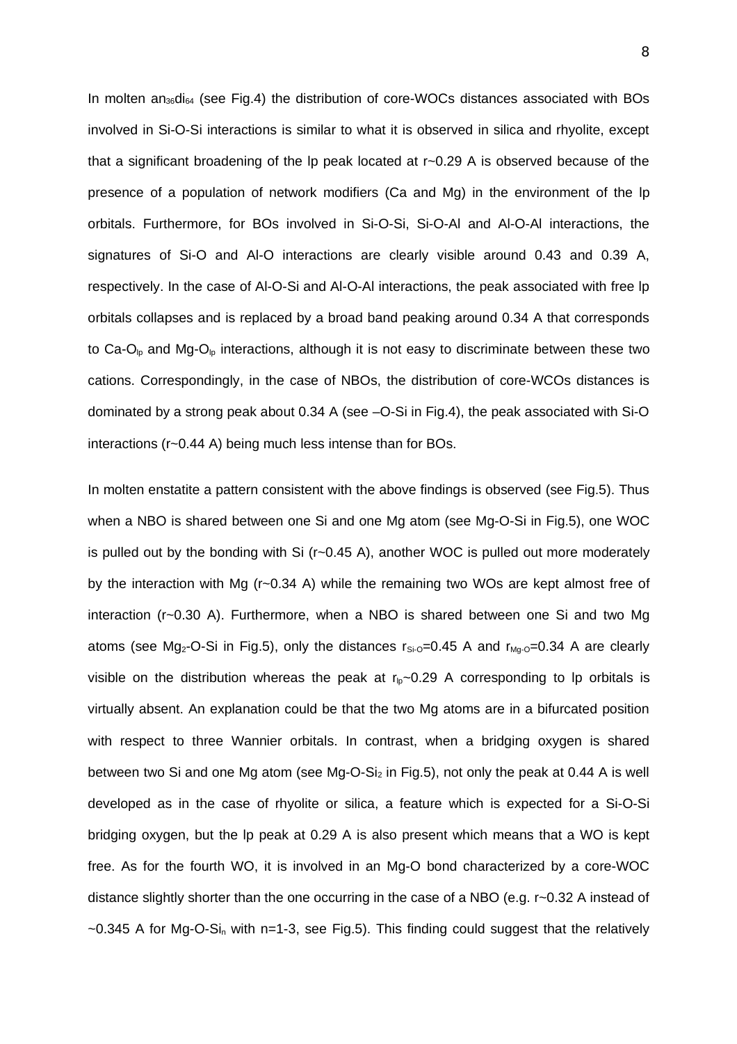In molten $an_{36}di_{64}$ (see Fig.4) the distribution of core-WOCs distances associated with BOs involved in Si-O-Si interactions is similar to what it is observed in silica and rhyolite, except that a significant broadening of the lp peak located at r~0.29 A is observed because of the presence of a population of network modifiers (Ca and Mg) in the environment of the lp orbitals. Furthermore, for BOs involved in Si-O-Si, Si-O-Al and Al-O-Al interactions, the signatures of Si-O and Al-O interactions are clearly visible around 0.43 and 0.39 A, respectively. In the case of Al-O-Si and Al-O-Al interactions, the peak associated with free lp orbitals collapses and is replaced by a broad band peaking around 0.34 A that corresponds to Ca-$O_{lp}$ and Mg-$O_{lp}$ interactions, although it is not easy to discriminate between these two cations. Correspondingly, in the case of NBOs, the distribution of core-WCOs distances is dominated by a strong peak about 0.34 A (see –O-Si in Fig.4), the peak associated with Si-O interactions (r~0.44 A) being much less intense than for BOs.

In molten enstatite a pattern consistent with the above findings is observed (see Fig.5). Thus when a NBO is shared between one Si and one Mg atom (see Mg-O-Si in Fig.5), one WOC is pulled out by the bonding with Si (r~0.45 A), another WOC is pulled out more moderately by the interaction with Mg (r~0.34 A) while the remaining two WOs are kept almost free of interaction (r~0.30 A). Furthermore, when a NBO is shared between one Si and two Mg atoms (see $Mg_2$-O-Si in Fig.5), only the distances $r_{Si\text{-}O}$=0.45 A and $r_{Mg\text{-}O}$=0.34 A are clearly visible on the distribution whereas the peak at $r_{lp}$~0.29 A corresponding to lp orbitals is virtually absent. An explanation could be that the two Mg atoms are in a bifurcated position with respect to three Wannier orbitals. In contrast, when a bridging oxygen is shared between two Si and one Mg atom (see Mg-O-$Si_2$ in Fig.5), not only the peak at 0.44 A is well developed as in the case of rhyolite or silica, a feature which is expected for a Si-O-Si bridging oxygen, but the lp peak at 0.29 A is also present which means that a WO is kept free. As for the fourth WO, it is involved in an Mg-O bond characterized by a core-WOC distance slightly shorter than the one occurring in the case of a NBO (e.g. r~0.32 A instead of ~0.345 A for Mg-O-$Si_n$ with n=1-3, see Fig.5). This finding could suggest that the relatively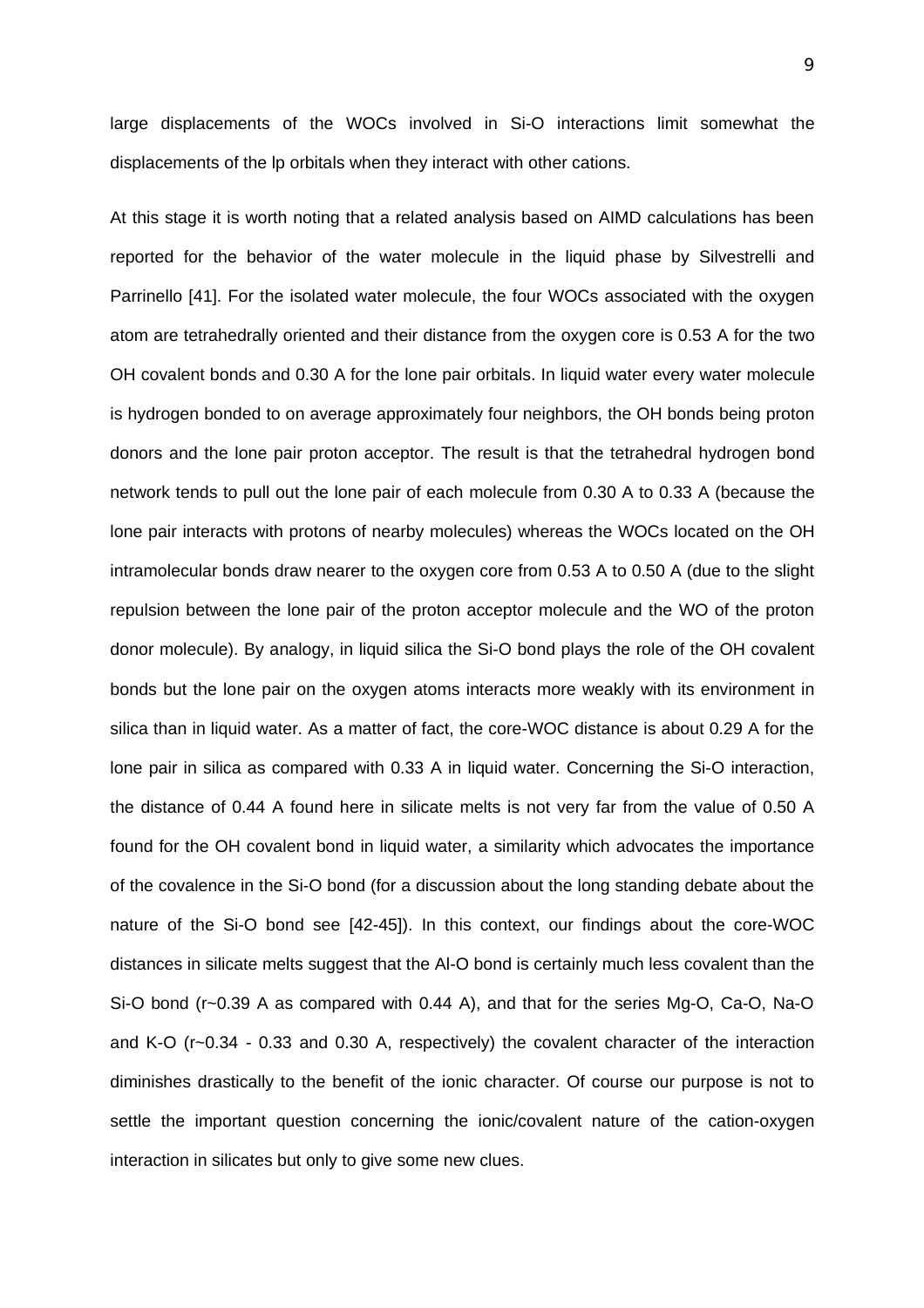large displacements of the WOCs involved in Si-O interactions limit somewhat the displacements of the lp orbitals when they interact with other cations.

At this stage it is worth noting that a related analysis based on AIMD calculations has been reported for the behavior of the water molecule in the liquid phase by Silvestrelli and Parrinello [41]. For the isolated water molecule, the four WOCs associated with the oxygen atom are tetrahedrally oriented and their distance from the oxygen core is 0.53 A for the two OH covalent bonds and 0.30 A for the lone pair orbitals. In liquid water every water molecule is hydrogen bonded to on average approximately four neighbors, the OH bonds being proton donors and the lone pair proton acceptor. The result is that the tetrahedral hydrogen bond network tends to pull out the lone pair of each molecule from 0.30 A to 0.33 A (because the lone pair interacts with protons of nearby molecules) whereas the WOCs located on the OH intramolecular bonds draw nearer to the oxygen core from 0.53 A to 0.50 A (due to the slight repulsion between the lone pair of the proton acceptor molecule and the WO of the proton donor molecule). By analogy, in liquid silica the Si-O bond plays the role of the OH covalent bonds but the lone pair on the oxygen atoms interacts more weakly with its environment in silica than in liquid water. As a matter of fact, the core-WOC distance is about 0.29 A for the lone pair in silica as compared with 0.33 A in liquid water. Concerning the Si-O interaction, the distance of 0.44 A found here in silicate melts is not very far from the value of 0.50 A found for the OH covalent bond in liquid water, a similarity which advocates the importance of the covalence in the Si-O bond (for a discussion about the long standing debate about the nature of the Si-O bond see [42-45]). In this context, our findings about the core-WOC distances in silicate melts suggest that the Al-O bond is certainly much less covalent than the Si-O bond (r~0.39 A as compared with 0.44 A), and that for the series Mg-O, Ca-O, Na-O and K-O (r~0.34 - 0.33 and 0.30 A, respectively) the covalent character of the interaction diminishes drastically to the benefit of the ionic character. Of course our purpose is not to settle the important question concerning the ionic/covalent nature of the cation-oxygen interaction in silicates but only to give some new clues.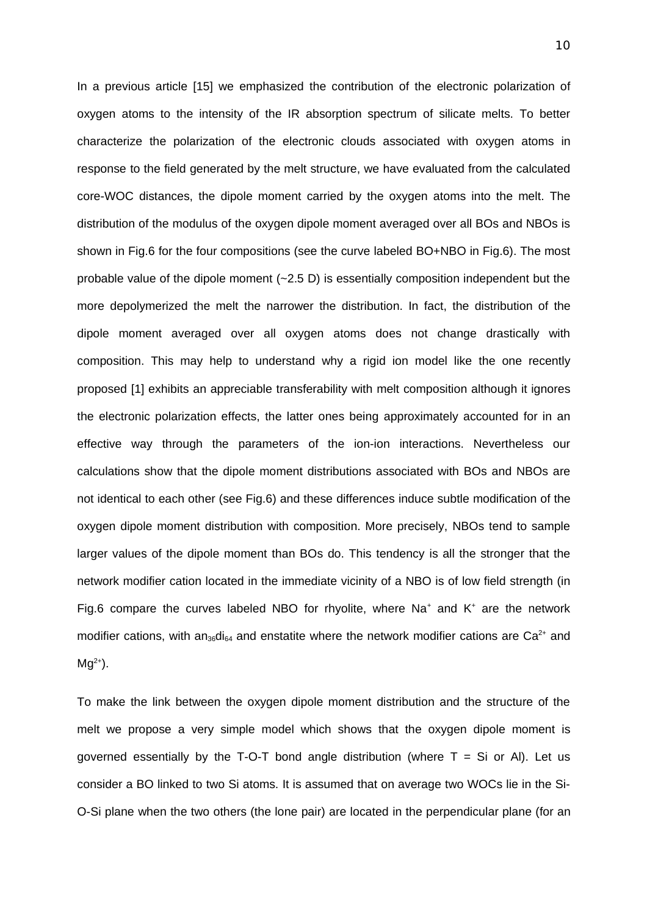In a previous article [15] we emphasized the contribution of the electronic polarization of oxygen atoms to the intensity of the IR absorption spectrum of silicate melts. To better characterize the polarization of the electronic clouds associated with oxygen atoms in response to the field generated by the melt structure, we have evaluated from the calculated core-WOC distances, the dipole moment carried by the oxygen atoms into the melt. The distribution of the modulus of the oxygen dipole moment averaged over all BOs and NBOs is shown in Fig.6 for the four compositions (see the curve labeled BO+NBO in Fig.6). The most probable value of the dipole moment (~2.5 D) is essentially composition independent but the more depolymerized the melt the narrower the distribution. In fact, the distribution of the dipole moment averaged over all oxygen atoms does not change drastically with composition. This may help to understand why a rigid ion model like the one recently proposed [1] exhibits an appreciable transferability with melt composition although it ignores the electronic polarization effects, the latter ones being approximately accounted for in an effective way through the parameters of the ion-ion interactions. Nevertheless our calculations show that the dipole moment distributions associated with BOs and NBOs are not identical to each other (see Fig.6) and these differences induce subtle modification of the oxygen dipole moment distribution with composition. More precisely, NBOs tend to sample larger values of the dipole moment than BOs do. This tendency is all the stronger that the network modifier cation located in the immediate vicinity of a NBO is of low field strength (in Fig.6 compare the curves labeled NBO for rhyolite, where $Na^{+}$ and $K^{+}$ are the network modifier cations, with $an_{36}di_{64}$ and enstatite where the network modifier cations are $Ca^{2+}$ and $Mg^{2+}$).

To make the link between the oxygen dipole moment distribution and the structure of the melt we propose a very simple model which shows that the oxygen dipole moment is governed essentially by the T-O-T bond angle distribution (where T = Si or Al). Let us consider a BO linked to two Si atoms. It is assumed that on average two WOCs lie in the Si-O-Si plane when the two others (the lone pair) are located in the perpendicular plane (for an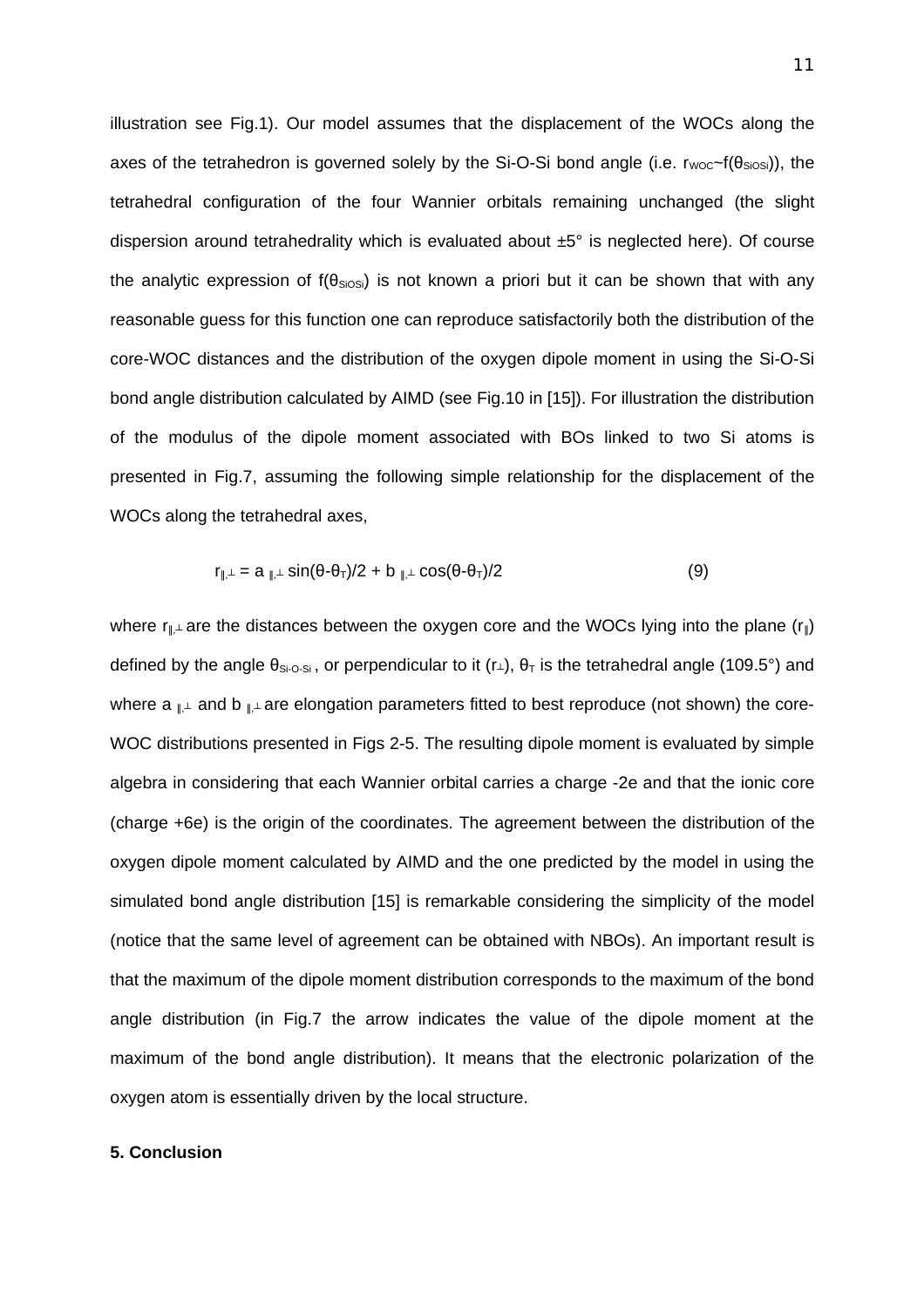illustration see Fig.1). Our model assumes that the displacement of the WOCs along the axes of the tetrahedron is governed solely by the Si-O-Si bond angle (i.e. $r_{WOC} \sim f(\theta_{SiOSi})$), the tetrahedral configuration of the four Wannier orbitals remaining unchanged (the slight dispersion around tetrahedrality which is evaluated about ±5° is neglected here). Of course the analytic expression of $f(\theta_{SiOSi})$ is not known a priori but it can be shown that with any reasonable guess for this function one can reproduce satisfactorily both the distribution of the core-WOC distances and the distribution of the oxygen dipole moment in using the Si-O-Si bond angle distribution calculated by AIMD (see Fig.10 in [15]). For illustration the distribution of the modulus of the dipole moment associated with BOs linked to two Si atoms is presented in Fig.7, assuming the following simple relationship for the displacement of the WOCs along the tetrahedral axes,

$$r_{\parallel,\perp} = a_{\parallel,\perp} \sin(\theta-\theta_T)/2 + b_{\parallel,\perp} \cos(\theta-\theta_T)/2 \qquad (9)$$

where $r_{\parallel,\perp}$ are the distances between the oxygen core and the WOCs lying into the plane ($r_{\parallel}$) defined by the angle $\theta_{Si\text{-}O\text{-}Si}$, or perpendicular to it ($r_{\perp}$), $\theta_T$ is the tetrahedral angle (109.5°) and where $a_{\parallel,\perp}$ and $b_{\parallel,\perp}$ are elongation parameters fitted to best reproduce (not shown) the core-WOC distributions presented in Figs 2-5. The resulting dipole moment is evaluated by simple algebra in considering that each Wannier orbital carries a charge -2e and that the ionic core (charge +6e) is the origin of the coordinates. The agreement between the distribution of the oxygen dipole moment calculated by AIMD and the one predicted by the model in using the simulated bond angle distribution [15] is remarkable considering the simplicity of the model (notice that the same level of agreement can be obtained with NBOs). An important result is that the maximum of the dipole moment distribution corresponds to the maximum of the bond angle distribution (in Fig.7 the arrow indicates the value of the dipole moment at the maximum of the bond angle distribution). It means that the electronic polarization of the oxygen atom is essentially driven by the local structure.

**5. Conclusion**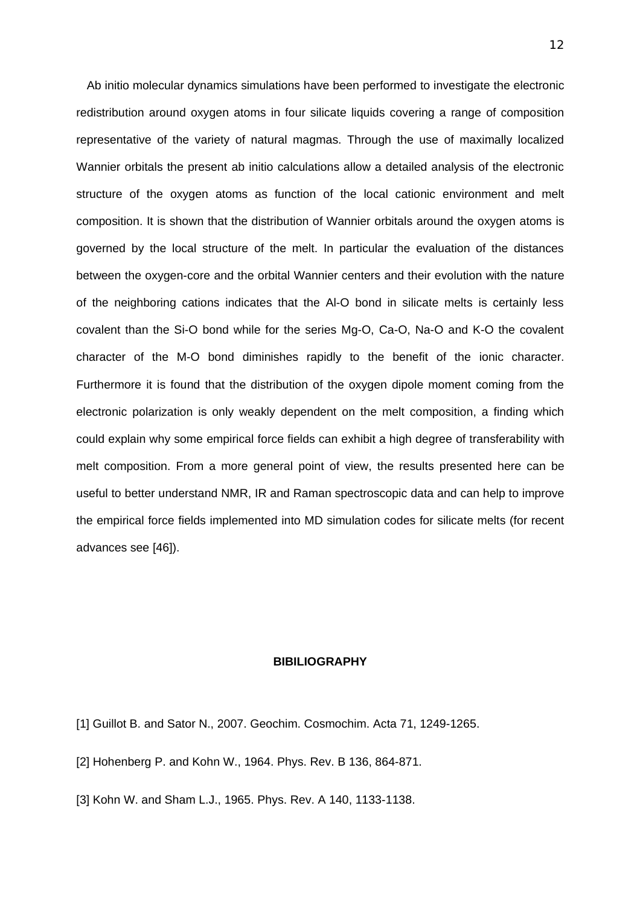Ab initio molecular dynamics simulations have been performed to investigate the electronic redistribution around oxygen atoms in four silicate liquids covering a range of composition representative of the variety of natural magmas. Through the use of maximally localized Wannier orbitals the present ab initio calculations allow a detailed analysis of the electronic structure of the oxygen atoms as function of the local cationic environment and melt composition. It is shown that the distribution of Wannier orbitals around the oxygen atoms is governed by the local structure of the melt. In particular the evaluation of the distances between the oxygen-core and the orbital Wannier centers and their evolution with the nature of the neighboring cations indicates that the Al-O bond in silicate melts is certainly less covalent than the Si-O bond while for the series Mg-O, Ca-O, Na-O and K-O the covalent character of the M-O bond diminishes rapidly to the benefit of the ionic character. Furthermore it is found that the distribution of the oxygen dipole moment coming from the electronic polarization is only weakly dependent on the melt composition, a finding which could explain why some empirical force fields can exhibit a high degree of transferability with melt composition. From a more general point of view, the results presented here can be useful to better understand NMR, IR and Raman spectroscopic data and can help to improve the empirical force fields implemented into MD simulation codes for silicate melts (for recent advances see [46]).

## BIBILIOGRAPHY

[1] Guillot B. and Sator N., 2007. Geochim. Cosmochim. Acta 71, 1249-1265.

[2] Hohenberg P. and Kohn W., 1964. Phys. Rev. B 136, 864-871.

[3] Kohn W. and Sham L.J., 1965. Phys. Rev. A 140, 1133-1138.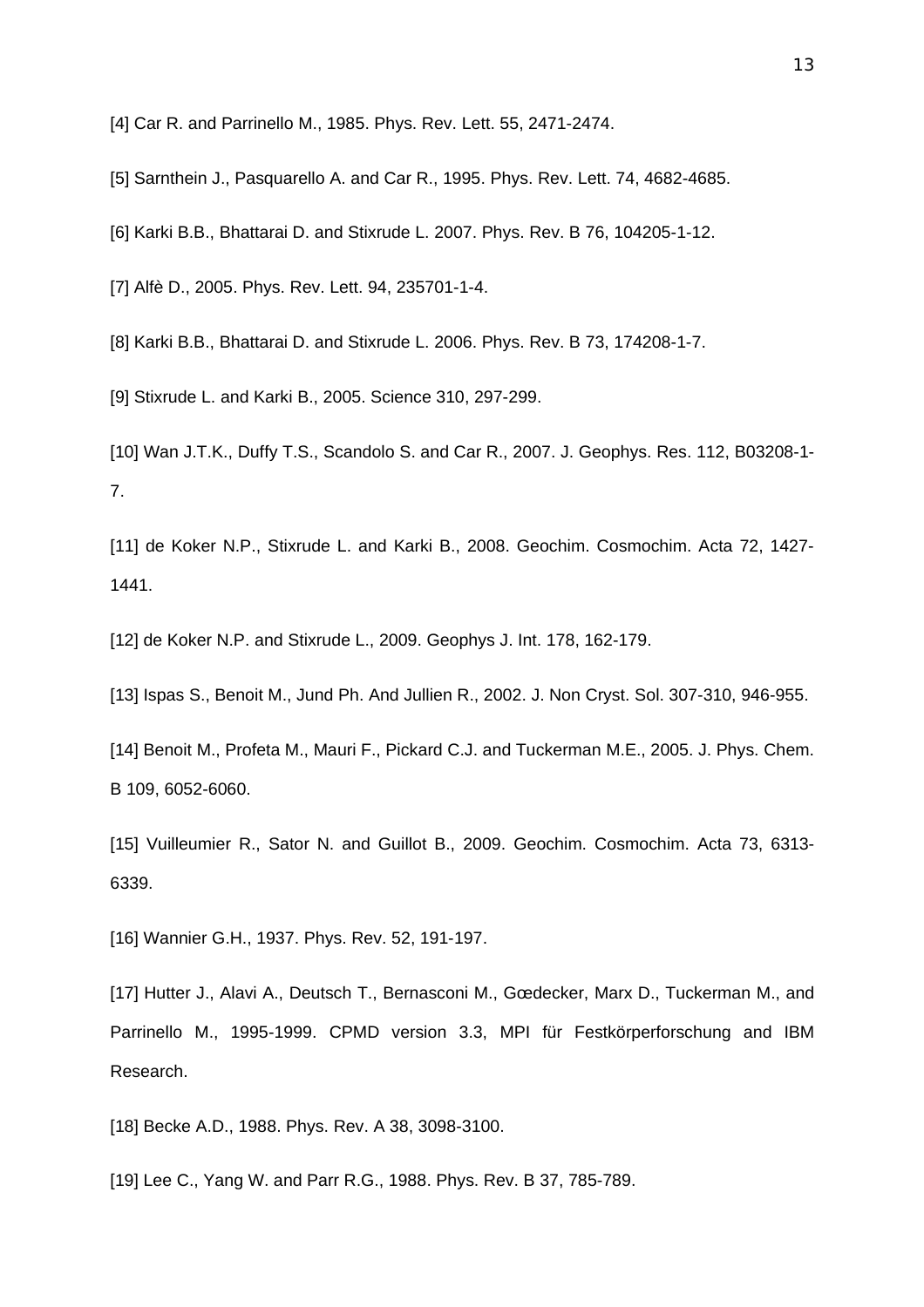[4] Car R. and Parrinello M., 1985. Phys. Rev. Lett. 55, 2471-2474.

[5] Sarnthein J., Pasquarello A. and Car R., 1995. Phys. Rev. Lett. 74, 4682-4685.

[6] Karki B.B., Bhattarai D. and Stixrude L. 2007. Phys. Rev. B 76, 104205-1-12.

[7] Alfè D., 2005. Phys. Rev. Lett. 94, 235701-1-4.

[8] Karki B.B., Bhattarai D. and Stixrude L. 2006. Phys. Rev. B 73, 174208-1-7.

[9] Stixrude L. and Karki B., 2005. Science 310, 297-299.

[10] Wan J.T.K., Duffy T.S., Scandolo S. and Car R., 2007. J. Geophys. Res. 112, B03208-1-7.

[11] de Koker N.P., Stixrude L. and Karki B., 2008. Geochim. Cosmochim. Acta 72, 1427-1441.

[12] de Koker N.P. and Stixrude L., 2009. Geophys J. Int. 178, 162-179.

[13] Ispas S., Benoit M., Jund Ph. And Jullien R., 2002. J. Non Cryst. Sol. 307-310, 946-955.

[14] Benoit M., Profeta M., Mauri F., Pickard C.J. and Tuckerman M.E., 2005. J. Phys. Chem. B 109, 6052-6060.

[15] Vuilleumier R., Sator N. and Guillot B., 2009. Geochim. Cosmochim. Acta 73, 6313-6339.

[16] Wannier G.H., 1937. Phys. Rev. 52, 191-197.

[17] Hutter J., Alavi A., Deutsch T., Bernasconi M., Gœdecker, Marx D., Tuckerman M., and Parrinello M., 1995-1999. CPMD version 3.3, MPI für Festkörperforschung and IBM Research.

[18] Becke A.D., 1988. Phys. Rev. A 38, 3098-3100.

[19] Lee C., Yang W. and Parr R.G., 1988. Phys. Rev. B 37, 785-789.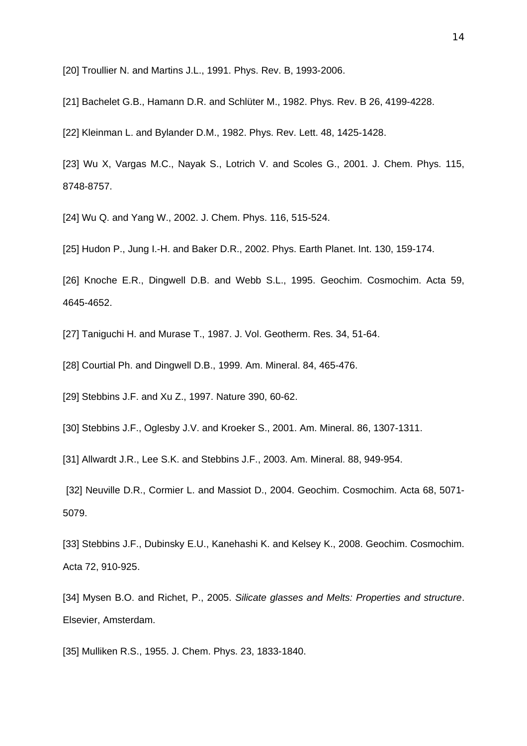[20] Troullier N. and Martins J.L., 1991. Phys. Rev. B, 1993-2006.

[21] Bachelet G.B., Hamann D.R. and Schlüter M., 1982. Phys. Rev. B 26, 4199-4228.

[22] Kleinman L. and Bylander D.M., 1982. Phys. Rev. Lett. 48, 1425-1428.

[23] Wu X, Vargas M.C., Nayak S., Lotrich V. and Scoles G., 2001. J. Chem. Phys. 115, 8748-8757.

[24] Wu Q. and Yang W., 2002. J. Chem. Phys. 116, 515-524.

[25] Hudon P., Jung I.-H. and Baker D.R., 2002. Phys. Earth Planet. Int. 130, 159-174.

[26] Knoche E.R., Dingwell D.B. and Webb S.L., 1995. Geochim. Cosmochim. Acta 59, 4645-4652.

[27] Taniguchi H. and Murase T., 1987. J. Vol. Geotherm. Res. 34, 51-64.

[28] Courtial Ph. and Dingwell D.B., 1999. Am. Mineral. 84, 465-476.

[29] Stebbins J.F. and Xu Z., 1997. Nature 390, 60-62.

[30] Stebbins J.F., Oglesby J.V. and Kroeker S., 2001. Am. Mineral. 86, 1307-1311.

[31] Allwardt J.R., Lee S.K. and Stebbins J.F., 2003. Am. Mineral. 88, 949-954.

[32] Neuville D.R., Cormier L. and Massiot D., 2004. Geochim. Cosmochim. Acta 68, 5071-5079.

[33] Stebbins J.F., Dubinsky E.U., Kanehashi K. and Kelsey K., 2008. Geochim. Cosmochim. Acta 72, 910-925.

[34] Mysen B.O. and Richet, P., 2005. *Silicate glasses and Melts: Properties and structure*. Elsevier, Amsterdam.

[35] Mulliken R.S., 1955. J. Chem. Phys. 23, 1833-1840.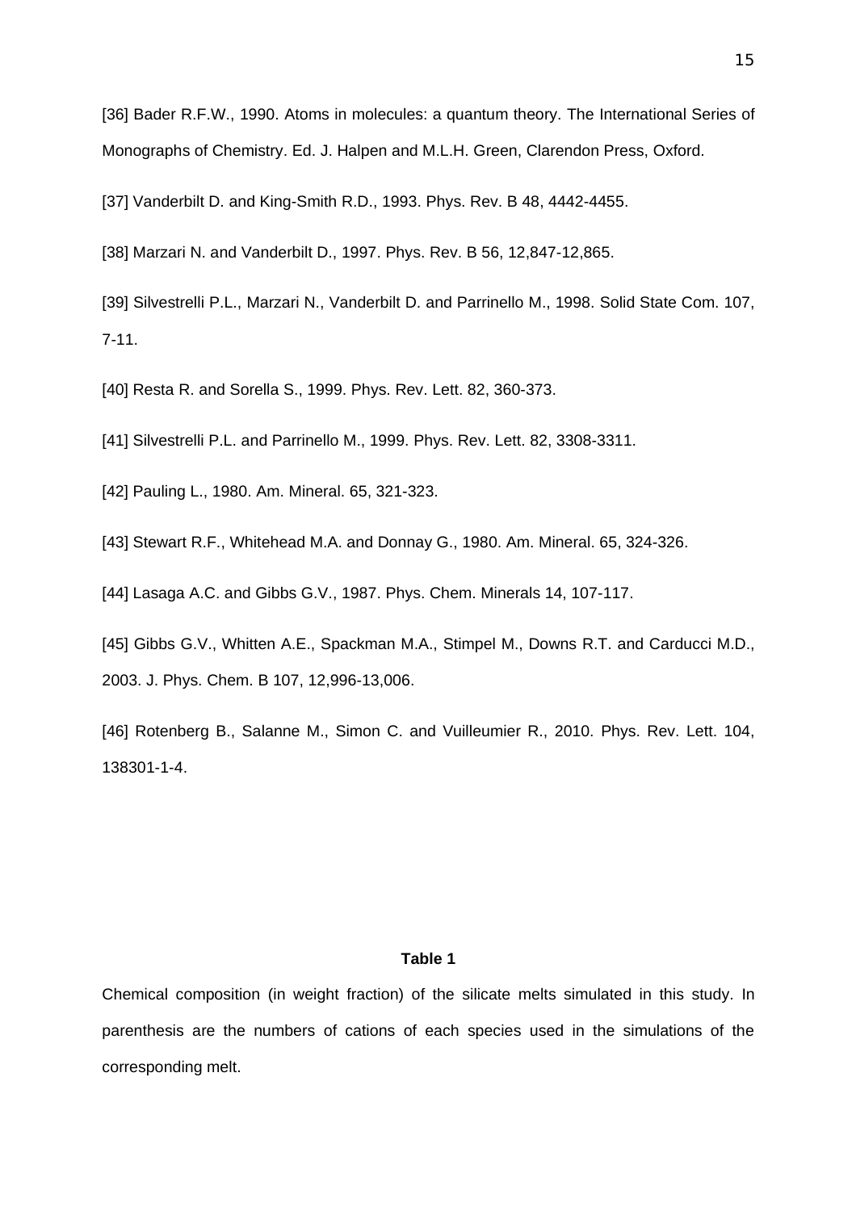[36] Bader R.F.W., 1990. Atoms in molecules: a quantum theory. The International Series of Monographs of Chemistry. Ed. J. Halpen and M.L.H. Green, Clarendon Press, Oxford.

[37] Vanderbilt D. and King-Smith R.D., 1993. Phys. Rev. B 48, 4442-4455.

[38] Marzari N. and Vanderbilt D., 1997. Phys. Rev. B 56, 12,847-12,865.

[39] Silvestrelli P.L., Marzari N., Vanderbilt D. and Parrinello M., 1998. Solid State Com. 107, 7-11.

[40] Resta R. and Sorella S., 1999. Phys. Rev. Lett. 82, 360-373.

[41] Silvestrelli P.L. and Parrinello M., 1999. Phys. Rev. Lett. 82, 3308-3311.

[42] Pauling L., 1980. Am. Mineral. 65, 321-323.

[43] Stewart R.F., Whitehead M.A. and Donnay G., 1980. Am. Mineral. 65, 324-326.

[44] Lasaga A.C. and Gibbs G.V., 1987. Phys. Chem. Minerals 14, 107-117.

[45] Gibbs G.V., Whitten A.E., Spackman M.A., Stimpel M., Downs R.T. and Carducci M.D., 2003. J. Phys. Chem. B 107, 12,996-13,006.

[46] Rotenberg B., Salanne M., Simon C. and Vuilleumier R., 2010. Phys. Rev. Lett. 104, 138301-1-4.

**Table 1**

Chemical composition (in weight fraction) of the silicate melts simulated in this study. In parenthesis are the numbers of cations of each species used in the simulations of the corresponding melt.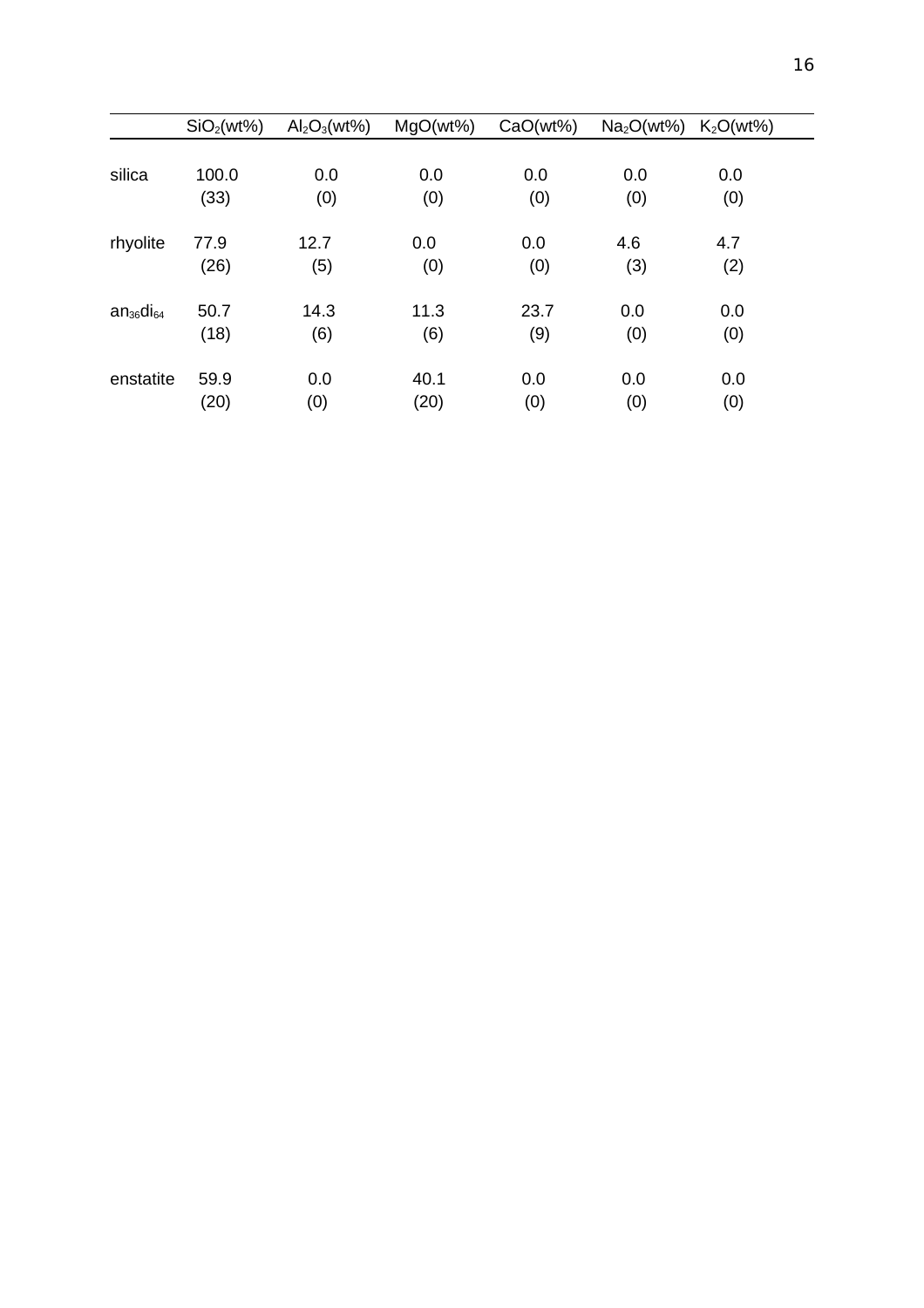| | $SiO_2$(wt%) | $Al_2O_3$(wt%) | MgO(wt%) | CaO(wt%) | $Na_2O$(wt%) | $K_2O$(wt%) |
|---|---|---|---|---|---|---|
| silica | 100.0 | 0.0 | 0.0 | 0.0 | 0.0 | 0.0 |
| | (33) | (0) | (0) | (0) | (0) | (0) |
| rhyolite | 77.9 | 12.7 | 0.0 | 0.0 | 4.6 | 4.7 |
| | (26) | (5) | (0) | (0) | (3) | (2) |
| $an_{36}di_{64}$ | 50.7 | 14.3 | 11.3 | 23.7 | 0.0 | 0.0 |
| | (18) | (6) | (6) | (9) | (0) | (0) |
| enstatite | 59.9 | 0.0 | 40.1 | 0.0 | 0.0 | 0.0 |
| | (20) | (0) | (20) | (0) | (0) | (0) |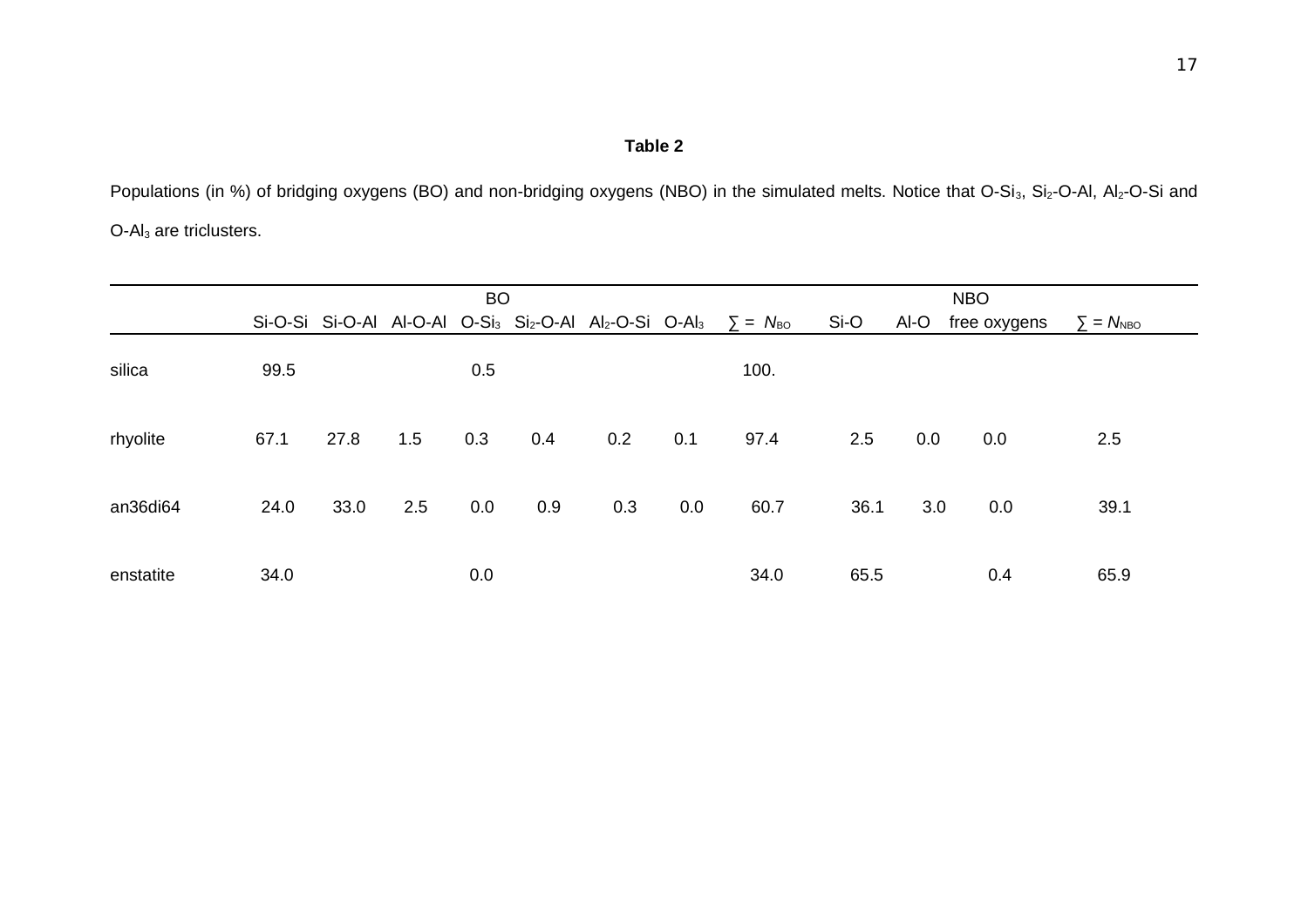**Table 2**

Populations (in %) of bridging oxygens (BO) and non-bridging oxygens (NBO) in the simulated melts. Notice that $O\text{-}Si_3$, $Si_2\text{-}O\text{-}Al$, $Al_2\text{-}O\text{-}Si$ and $O\text{-}Al_3$ are triclusters.

| | BO | | | | | | | | NBO | | | |
|---|---|---|---|---|---|---|---|---|---|---|---|---|
| | Si-O-Si | Si-O-Al | Al-O-Al | $O\text{-}Si_3$ | $Si_2\text{-}O\text{-}Al$ | $Al_2\text{-}O\text{-}Si$ | $O\text{-}Al_3$ | $\sum = N_{BO}$ | Si-O | Al-O | free oxygens | $\sum = N_{NBO}$ |
| silica | 99.5 | | | 0.5 | | | | 100. | | | | |
| rhyolite | 67.1 | 27.8 | 1.5 | 0.3 | 0.4 | 0.2 | 0.1 | 97.4 | 2.5 | 0.0 | 0.0 | 2.5 |
| an36di64 | 24.0 | 33.0 | 2.5 | 0.0 | 0.9 | 0.3 | 0.0 | 60.7 | 36.1 | 3.0 | 0.0 | 39.1 |
| enstatite | 34.0 | | | 0.0 | | | | 34.0 | 65.5 | | 0.4 | 65.9 |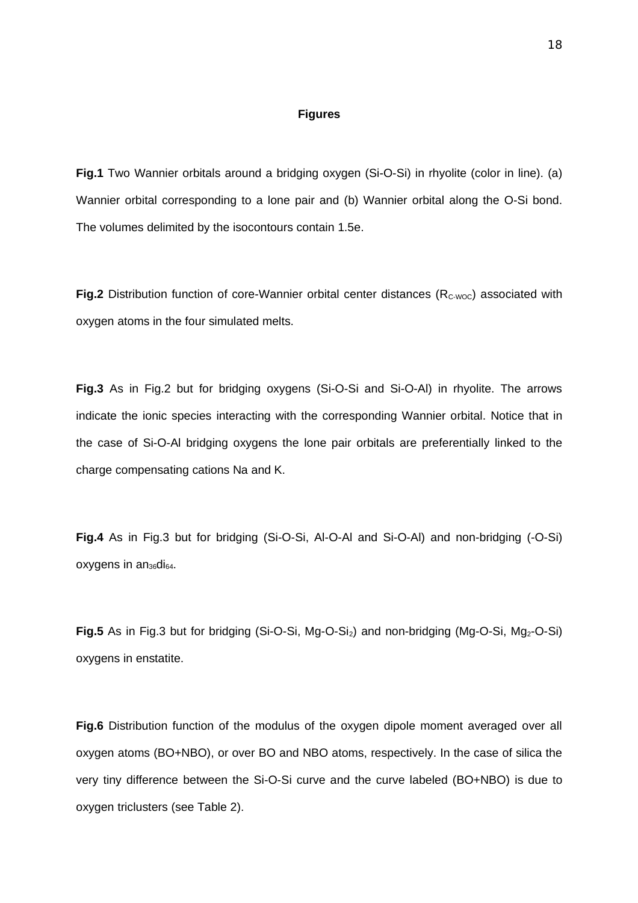## Figures

**Fig.1** Two Wannier orbitals around a bridging oxygen (Si-O-Si) in rhyolite (color in line). (a) Wannier orbital corresponding to a lone pair and (b) Wannier orbital along the O-Si bond. The volumes delimited by the isocontours contain 1.5e.

**Fig.2** Distribution function of core-Wannier orbital center distances ($R_{C\text{-}WOC}$) associated with oxygen atoms in the four simulated melts.

**Fig.3** As in Fig.2 but for bridging oxygens (Si-O-Si and Si-O-Al) in rhyolite. The arrows indicate the ionic species interacting with the corresponding Wannier orbital. Notice that in the case of Si-O-Al bridging oxygens the lone pair orbitals are preferentially linked to the charge compensating cations Na and K.

**Fig.4** As in Fig.3 but for bridging (Si-O-Si, Al-O-Al and Si-O-Al) and non-bridging (-O-Si) oxygens in $an_{36}di_{64}$.

**Fig.5** As in Fig.3 but for bridging (Si-O-Si, Mg-O-$Si_2$) and non-bridging (Mg-O-Si, $Mg_2$-O-Si) oxygens in enstatite.

**Fig.6** Distribution function of the modulus of the oxygen dipole moment averaged over all oxygen atoms (BO+NBO), or over BO and NBO atoms, respectively. In the case of silica the very tiny difference between the Si-O-Si curve and the curve labeled (BO+NBO) is due to oxygen triclusters (see Table 2).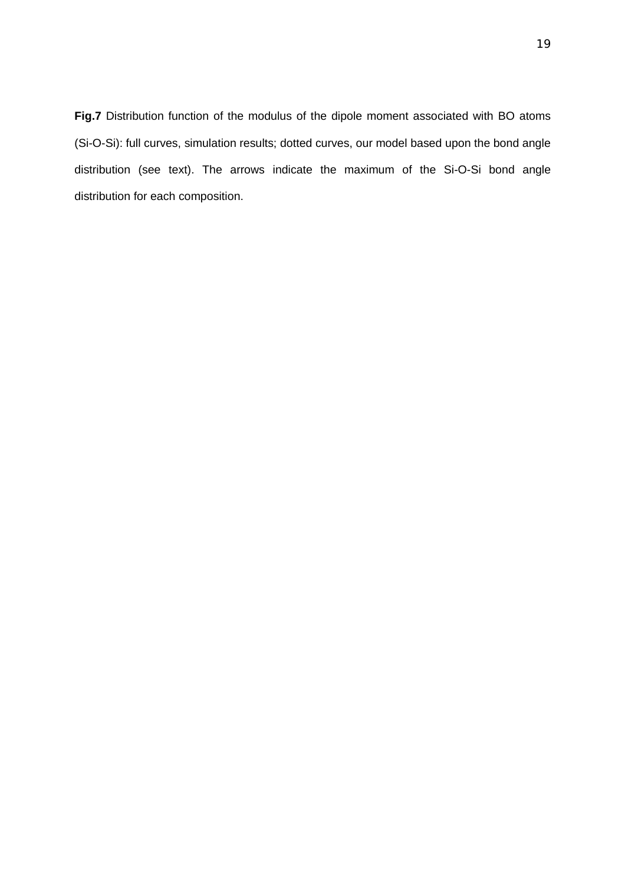**Fig.7** Distribution function of the modulus of the dipole moment associated with BO atoms (Si-O-Si): full curves, simulation results; dotted curves, our model based upon the bond angle distribution (see text). The arrows indicate the maximum of the Si-O-Si bond angle distribution for each composition.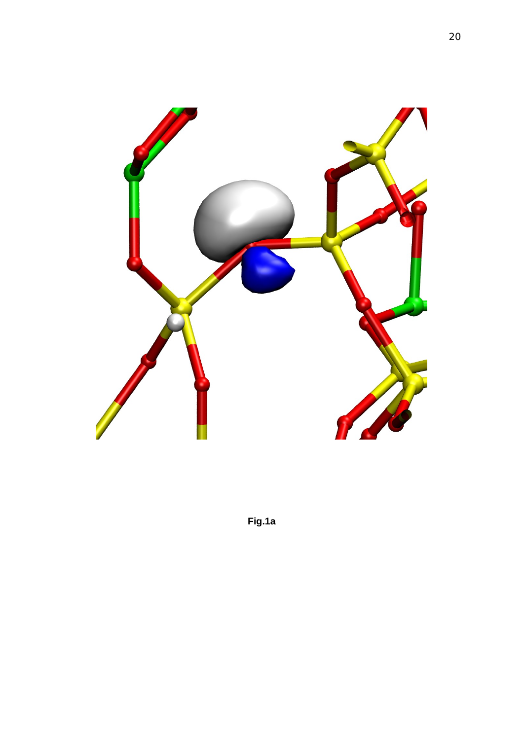Fig.1a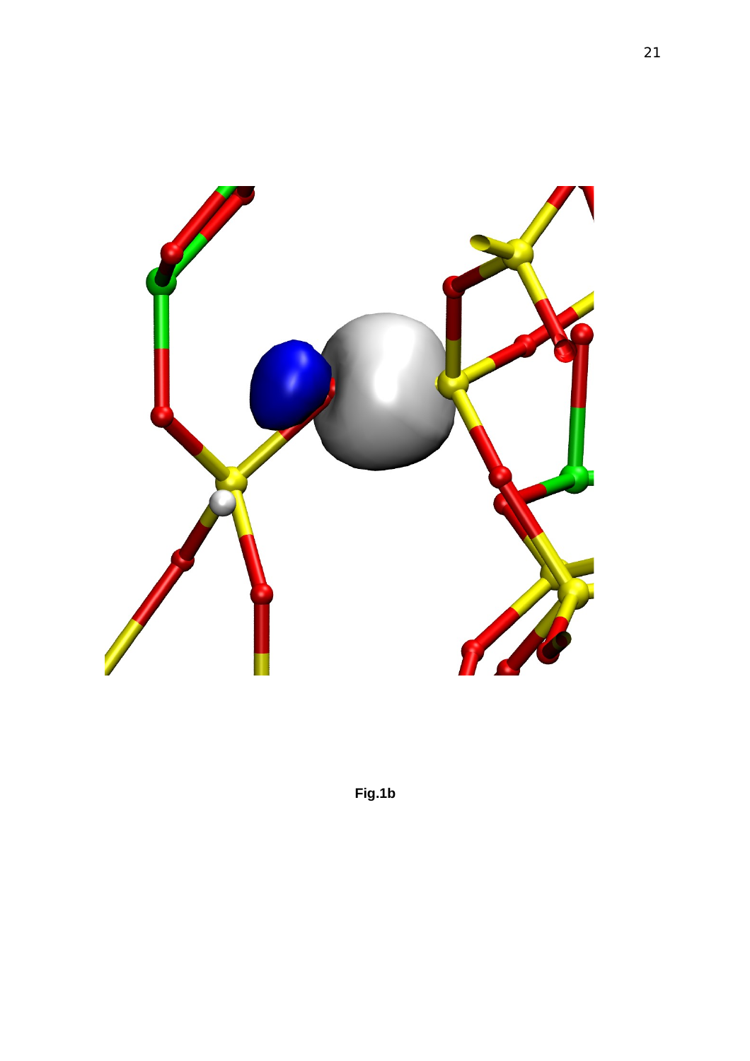**Fig.1b**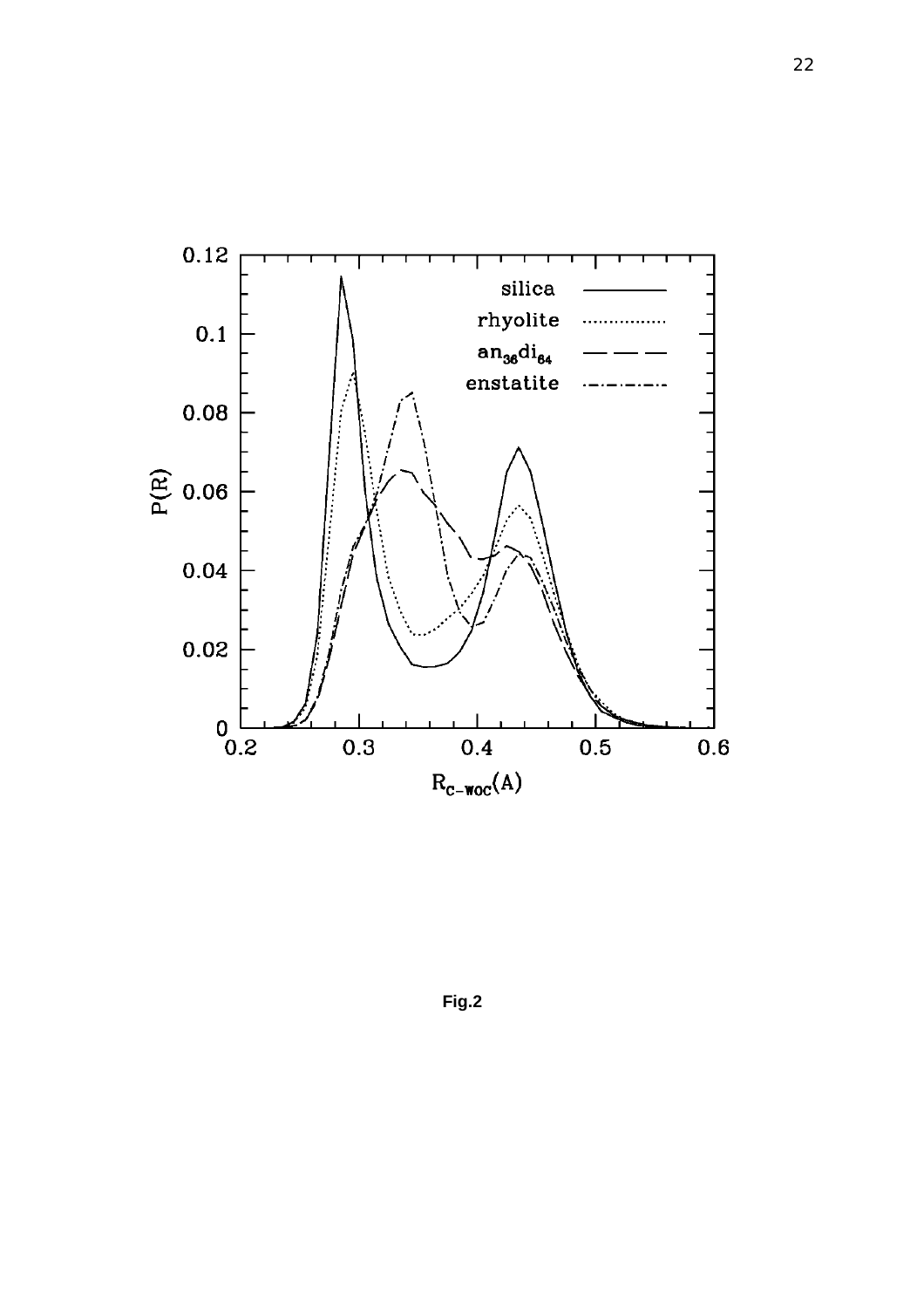Fig.2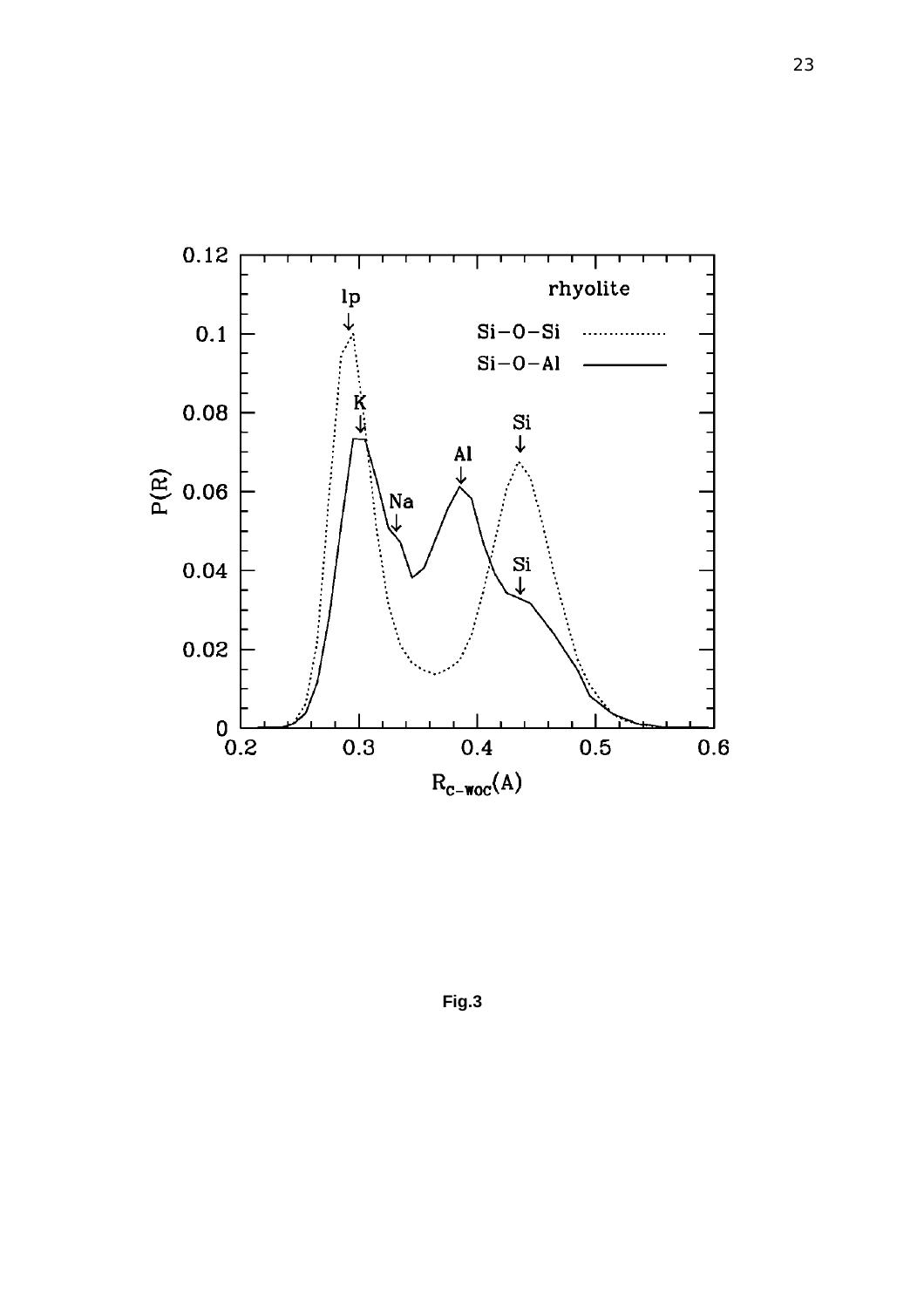Fig.3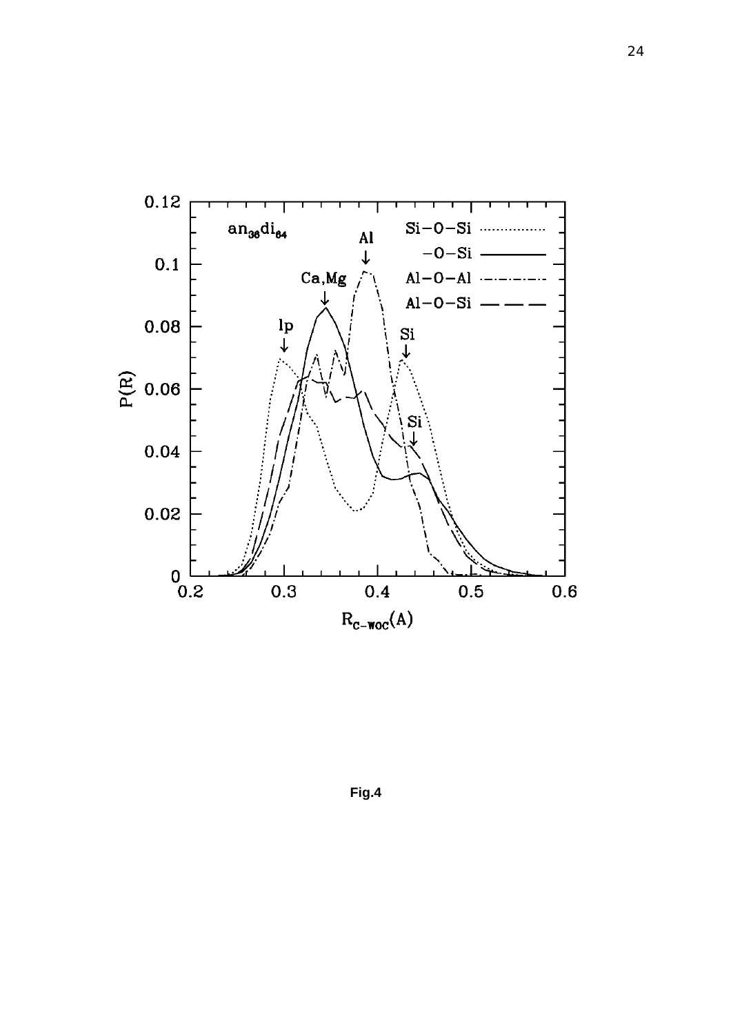Fig.4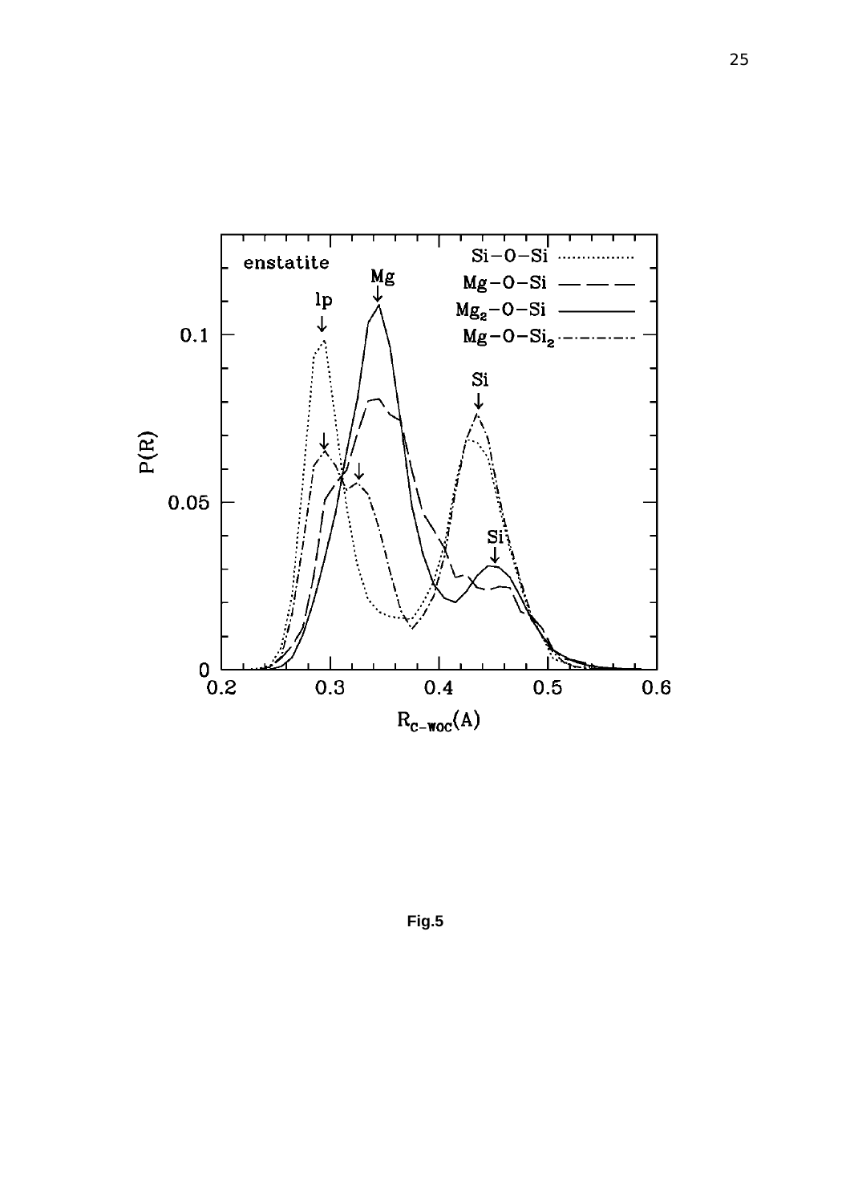**Fig.5**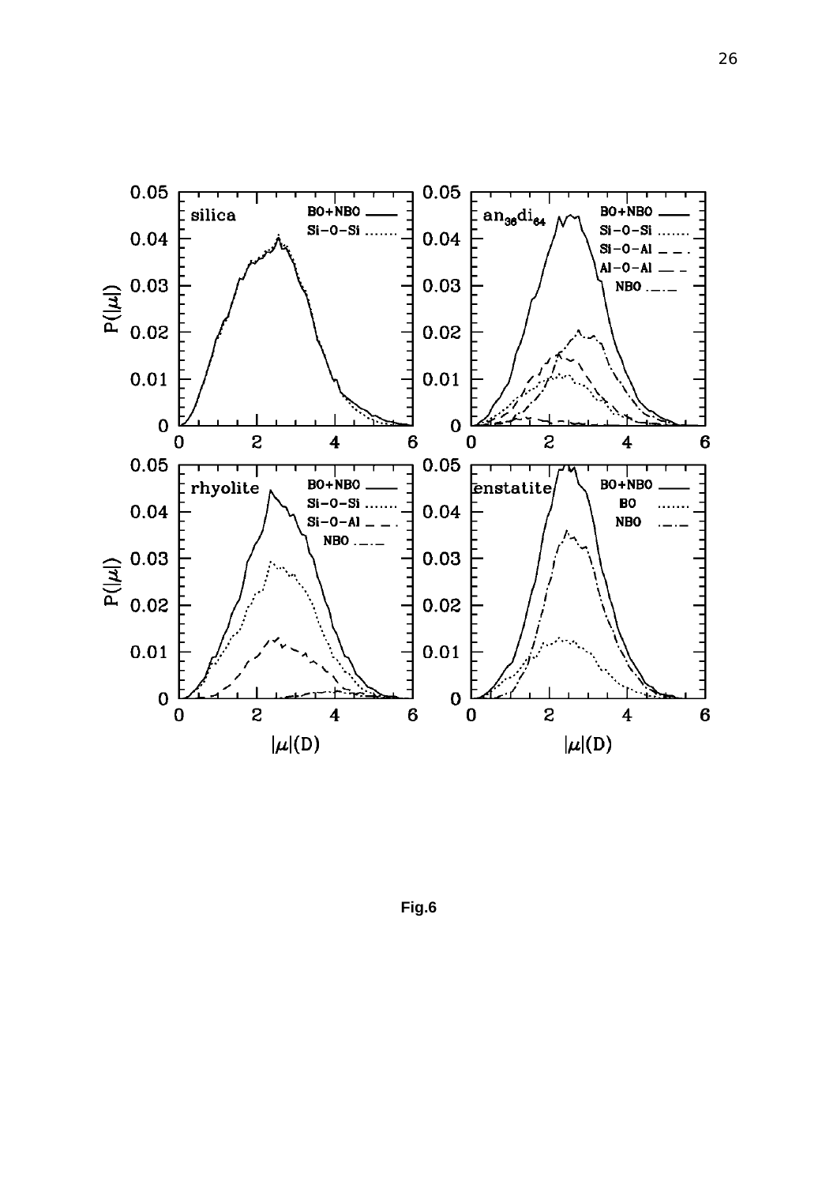Fig.6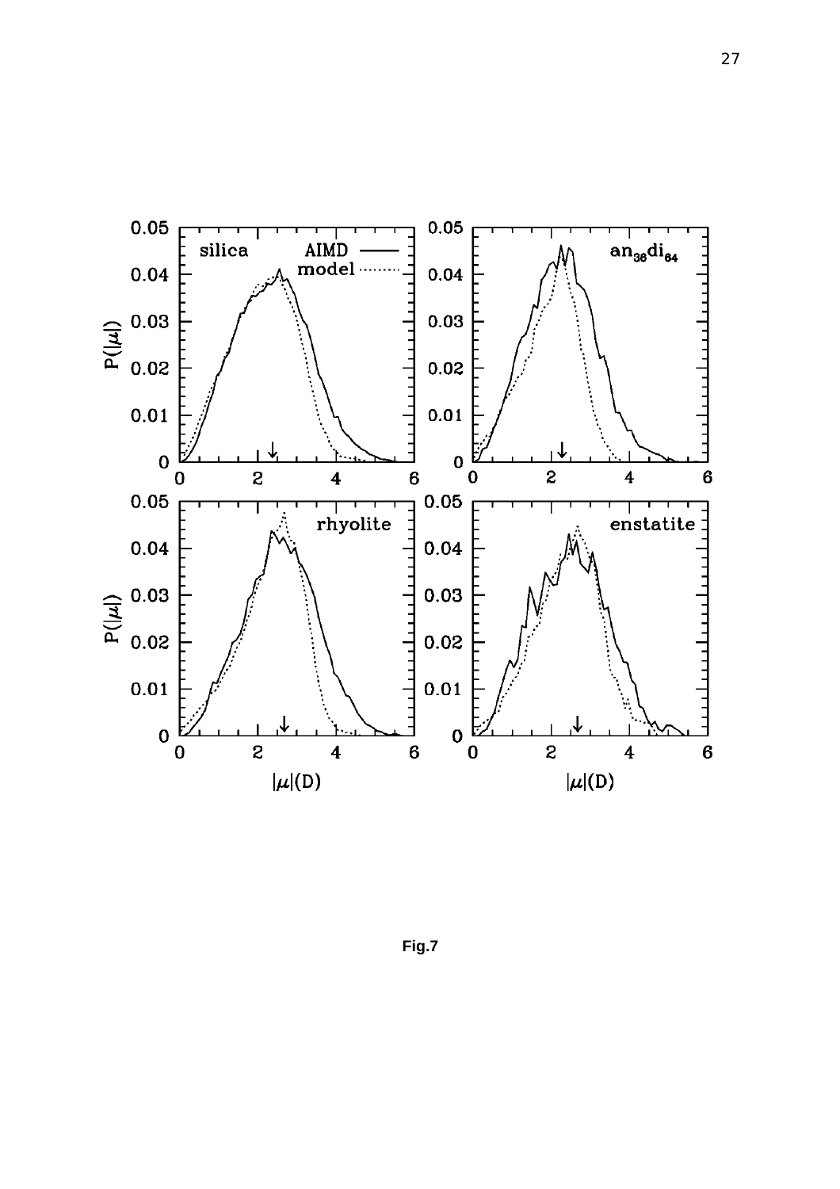silica

AIMD

model

an$_{36}$di$_{64}$

rhyolite

enstatite

P(|μ|)

|μ|(D)

0.05

0.04

0.03

0.02

0.01

0

0

2

4

6

Fig.7